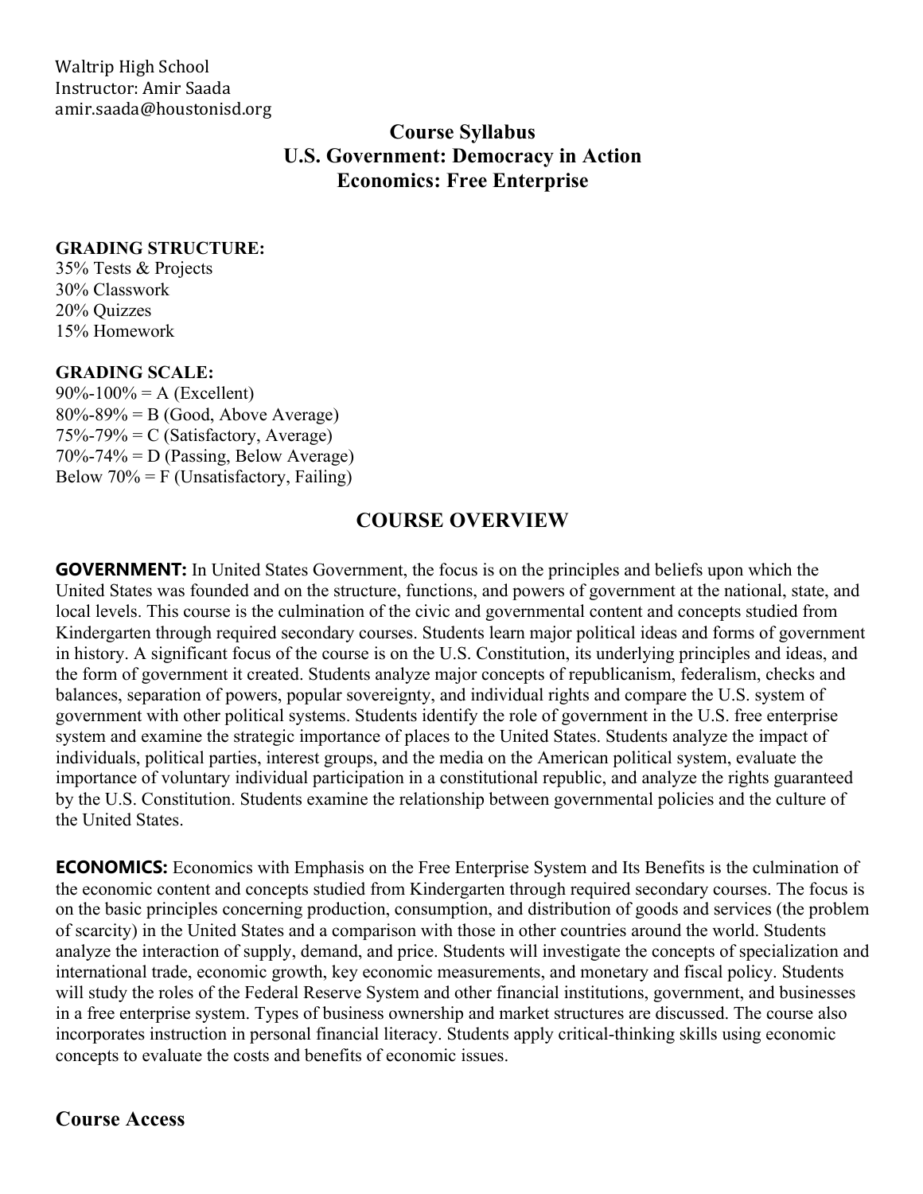Waltrip High School
Instructor: Amir Saada
amir.saada@houstonisd.org

# Course Syllabus
# U.S. Government: Democracy in Action
# Economics: Free Enterprise

**GRADING STRUCTURE:**
35% Tests & Projects
30% Classwork
20% Quizzes
15% Homework

**GRADING SCALE:**
90%-100% = A (Excellent)
80%-89% = B (Good, Above Average)
75%-79% = C (Satisfactory, Average)
70%-74% = D (Passing, Below Average)
Below 70% = F (Unsatisfactory, Failing)

## COURSE OVERVIEW

**GOVERNMENT:** In United States Government, the focus is on the principles and beliefs upon which the United States was founded and on the structure, functions, and powers of government at the national, state, and local levels. This course is the culmination of the civic and governmental content and concepts studied from Kindergarten through required secondary courses. Students learn major political ideas and forms of government in history. A significant focus of the course is on the U.S. Constitution, its underlying principles and ideas, and the form of government it created. Students analyze major concepts of republicanism, federalism, checks and balances, separation of powers, popular sovereignty, and individual rights and compare the U.S. system of government with other political systems. Students identify the role of government in the U.S. free enterprise system and examine the strategic importance of places to the United States. Students analyze the impact of individuals, political parties, interest groups, and the media on the American political system, evaluate the importance of voluntary individual participation in a constitutional republic, and analyze the rights guaranteed by the U.S. Constitution. Students examine the relationship between governmental policies and the culture of the United States.

**ECONOMICS:** Economics with Emphasis on the Free Enterprise System and Its Benefits is the culmination of the economic content and concepts studied from Kindergarten through required secondary courses. The focus is on the basic principles concerning production, consumption, and distribution of goods and services (the problem of scarcity) in the United States and a comparison with those in other countries around the world. Students analyze the interaction of supply, demand, and price. Students will investigate the concepts of specialization and international trade, economic growth, key economic measurements, and monetary and fiscal policy. Students will study the roles of the Federal Reserve System and other financial institutions, government, and businesses in a free enterprise system. Types of business ownership and market structures are discussed. The course also incorporates instruction in personal financial literacy. Students apply critical-thinking skills using economic concepts to evaluate the costs and benefits of economic issues.

## Course Access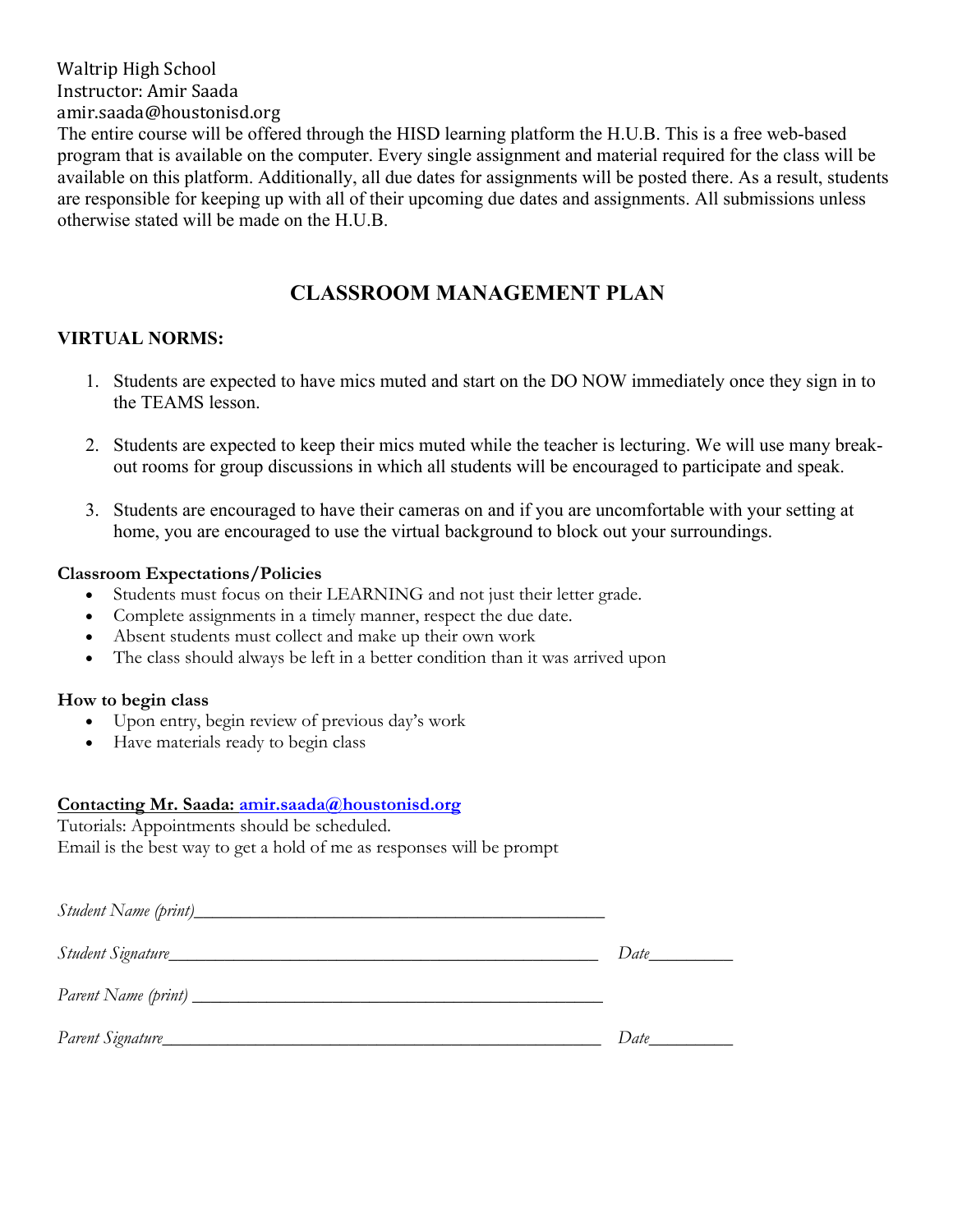Waltrip High School
Instructor: Amir Saada
amir.saada@houstonisd.org

The entire course will be offered through the HISD learning platform the H.U.B. This is a free web-based program that is available on the computer. Every single assignment and material required for the class will be available on this platform. Additionally, all due dates for assignments will be posted there. As a result, students are responsible for keeping up with all of their upcoming due dates and assignments. All submissions unless otherwise stated will be made on the H.U.B.

## CLASSROOM MANAGEMENT PLAN

**VIRTUAL NORMS:**

1. Students are expected to have mics muted and start on the DO NOW immediately once they sign in to the TEAMS lesson.
2. Students are expected to keep their mics muted while the teacher is lecturing. We will use many break-out rooms for group discussions in which all students will be encouraged to participate and speak.
3. Students are encouraged to have their cameras on and if you are uncomfortable with your setting at home, you are encouraged to use the virtual background to block out your surroundings.

**Classroom Expectations/Policies**

- Students must focus on their LEARNING and not just their letter grade.
- Complete assignments in a timely manner, respect the due date.
- Absent students must collect and make up their own work
- The class should always be left in a better condition than it was arrived upon

**How to begin class**

- Upon entry, begin review of previous day's work
- Have materials ready to begin class

**Contacting Mr. Saada: amir.saada@houstonisd.org**

Tutorials: Appointments should be scheduled.
Email is the best way to get a hold of me as responses will be prompt

*Student Name (print)*_______________________________________________

*Student Signature*_______________________________________________ *Date*_________

*Parent Name (print)* _______________________________________________

*Parent Signature*_______________________________________________ *Date*_________